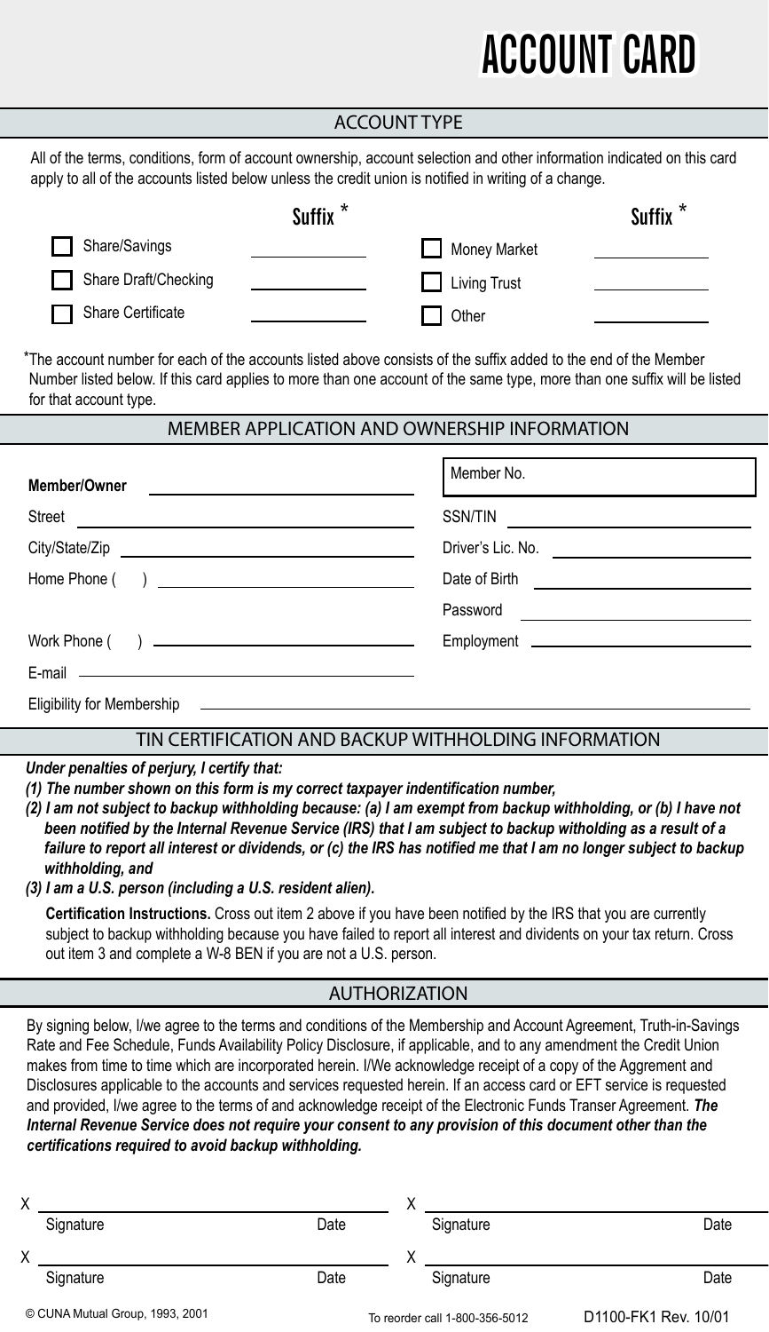# ACCOUNT CARD

## ACCOUNT TYPE

All of the terms, conditions, form of account ownership, account selection and other information indicated on this card apply to all of the accounts listed below unless the credit union is notified in writing of a change.

| | Suffix * | | Suffix * |
|---|---|---|---|
| ☐ Share/Savings | \_\_\_\_\_\_\_\_\_\_ | ☐ Money Market | \_\_\_\_\_\_\_\_\_\_ |
| ☐ Share Draft/Checking | \_\_\_\_\_\_\_\_\_\_ | ☐ Living Trust | \_\_\_\_\_\_\_\_\_\_ |
| ☐ Share Certificate | \_\_\_\_\_\_\_\_\_\_ | ☐ Other | \_\_\_\_\_\_\_\_\_\_ |

*The account number for each of the accounts listed above consists of the suffix added to the end of the Member Number listed below. If this card applies to more than one account of the same type, more than one suffix will be listed for that account type.

## MEMBER APPLICATION AND OWNERSHIP INFORMATION

**Member/Owner** \_\_\_\_\_\_\_\_\_\_\_\_\_\_\_\_\_\_\_\_

Member No. \_\_\_\_\_\_\_\_\_\_\_\_\_\_\_\_\_\_\_\_

Street \_\_\_\_\_\_\_\_\_\_\_\_\_\_\_\_\_\_\_\_

SSN/TIN \_\_\_\_\_\_\_\_\_\_\_\_\_\_\_\_\_\_\_\_

City/State/Zip \_\_\_\_\_\_\_\_\_\_\_\_\_\_\_\_\_\_\_\_

Driver's Lic. No. \_\_\_\_\_\_\_\_\_\_\_\_\_\_\_\_\_\_\_\_

Home Phone (    ) \_\_\_\_\_\_\_\_\_\_\_\_\_\_\_\_\_\_\_\_

Date of Birth \_\_\_\_\_\_\_\_\_\_\_\_\_\_\_\_\_\_\_\_

Password \_\_\_\_\_\_\_\_\_\_\_\_\_\_\_\_\_\_\_\_

Work Phone (    ) \_\_\_\_\_\_\_\_\_\_\_\_\_\_\_\_\_\_\_\_

Employment \_\_\_\_\_\_\_\_\_\_\_\_\_\_\_\_\_\_\_\_

E-mail \_\_\_\_\_\_\_\_\_\_\_\_\_\_\_\_\_\_\_\_

Eligibility for Membership \_\_\_\_\_\_\_\_\_\_\_\_\_\_\_\_\_\_\_\_

## TIN CERTIFICATION AND BACKUP WITHHOLDING INFORMATION

***Under penalties of perjury, I certify that:***

***(1) The number shown on this form is my correct taxpayer indentification number,***

***(2) I am not subject to backup withholding because: (a) I am exempt from backup withholding, or (b) I have not been notified by the Internal Revenue Service (IRS) that I am subject to backup witholding as a result of a failure to report all interest or dividends, or (c) the IRS has notified me that I am no longer subject to backup withholding, and***

***(3) I am a U.S. person (including a U.S. resident alien).***

**Certification Instructions.** Cross out item 2 above if you have been notified by the IRS that you are currently subject to backup withholding because you have failed to report all interest and dividents on your tax return. Cross out item 3 and complete a W-8 BEN if you are not a U.S. person.

## AUTHORIZATION

By signing below, I/we agree to the terms and conditions of the Membership and Account Agreement, Truth-in-Savings Rate and Fee Schedule, Funds Availability Policy Disclosure, if applicable, and to any amendment the Credit Union makes from time to time which are incorporated herein. I/We acknowledge receipt of a copy of the Aggrement and Disclosures applicable to the accounts and services requested herein. If an access card or EFT service is requested and provided, I/we agree to the terms of and acknowledge receipt of the Electronic Funds Transer Agreement. ***The Internal Revenue Service does not require your consent to any provision of this document other than the certifications required to avoid backup withholding.***

X \_\_\_\_\_\_\_\_\_\_\_\_\_\_\_\_\_\_\_\_
Signature    Date

X \_\_\_\_\_\_\_\_\_\_\_\_\_\_\_\_\_\_\_\_
Signature    Date

X \_\_\_\_\_\_\_\_\_\_\_\_\_\_\_\_\_\_\_\_
Signature    Date

X \_\_\_\_\_\_\_\_\_\_\_\_\_\_\_\_\_\_\_\_
Signature    Date

© CUNA Mutual Group, 1993, 2001    To reorder call 1-800-356-5012    D1100-FK1 Rev. 10/01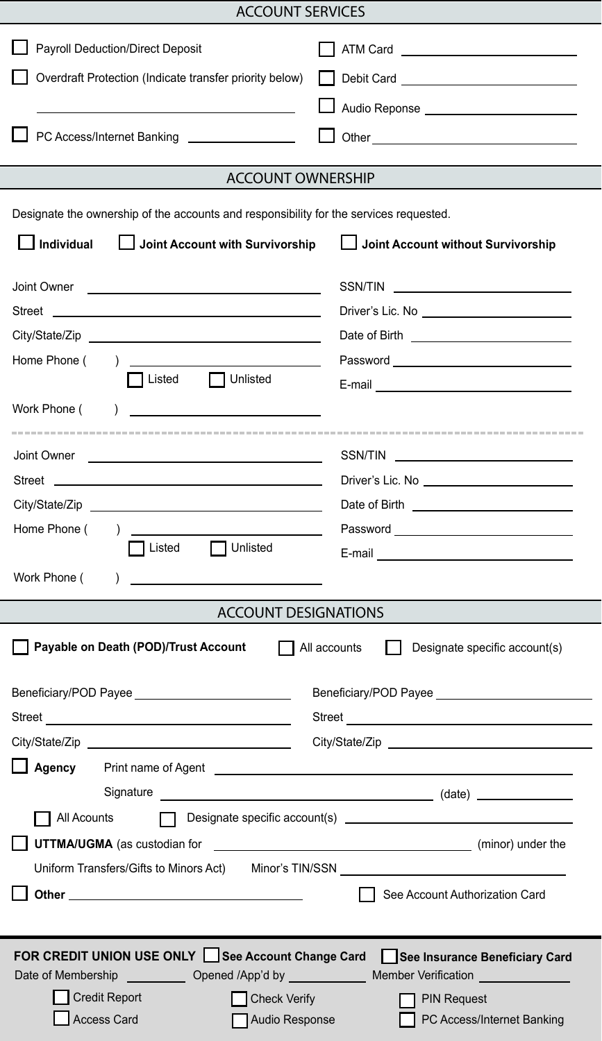## ACCOUNT SERVICES

☐ Payroll Deduction/Direct Deposit

☐ Overdraft Protection (Indicate transfer priority below)

______________________________

☐ PC Access/Internet Banking ______________

☐ ATM Card ______________________

☐ Debit Card ______________________

☐ Audio Reponse ______________________

☐ Other ______________________

## ACCOUNT OWNERSHIP

Designate the ownership of the accounts and responsibility for the services requested.

☐ **Individual** ☐ **Joint Account with Survivorship** ☐ **Joint Account without Survivorship**

Joint Owner ______________________ SSN/TIN ______________________

Street ______________________ Driver's Lic. No ______________________

City/State/Zip ______________________ Date of Birth ______________________

Home Phone ( ) ______________________ Password ______________________

☐ Listed ☐ Unlisted E-mail ______________________

Work Phone ( ) ______________________

---

Joint Owner ______________________ SSN/TIN ______________________

Street ______________________ Driver's Lic. No ______________________

City/State/Zip ______________________ Date of Birth ______________________

Home Phone ( ) ______________________ Password ______________________

☐ Listed ☐ Unlisted E-mail ______________________

Work Phone ( ) ______________________

## ACCOUNT DESIGNATIONS

☐ **Payable on Death (POD)/Trust Account** ☐ All accounts ☐ Designate specific account(s)

Beneficiary/POD Payee ______________________ Beneficiary/POD Payee ______________________

Street ______________________ Street ______________________

City/State/Zip ______________________ City/State/Zip ______________________

☐ **Agency** Print name of Agent ______________________

Signature ______________________ (date) ______________

☐ All Acounts ☐ Designate specific account(s) ______________________

☐ **UTTMA/UGMA** (as custodian for ______________________ (minor) under the Uniform Transfers/Gifts to Minors Act) Minor's TIN/SSN ______________________

☐ **Other** ______________________ ☐ See Account Authorization Card

**FOR CREDIT UNION USE ONLY** ☐ **See Account Change Card** ☐ **See Insurance Beneficiary Card**

Date of Membership __________ Opened /App'd by __________ Member Verification __________

☐ Credit Report ☐ Check Verify ☐ PIN Request

☐ Access Card ☐ Audio Response ☐ PC Access/Internet Banking